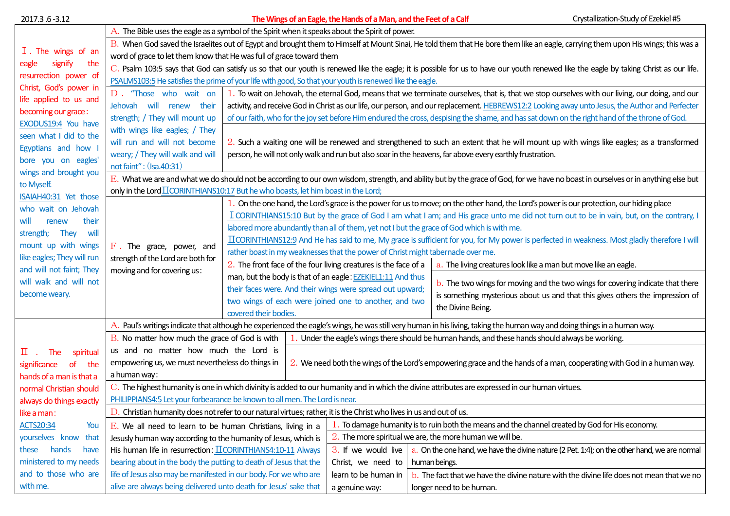2017.3 .6 -3.12

# The Wings of an Eagle, the Hands of a Man, and the Feet of a Calf

Crystallization-Study of Ezekiel #5

## Ⅰ. The wings of an eagle signify the resurrection power of Christ, God's power in life applied to us and becoming our grace:

EXODUS19:4 You have seen what I did to the Egyptians and how I bore you on eagles' wings and brought you to Myself.

ISAIAH40:31 Yet those who wait on Jehovah will renew their strength; They will mount up with wings like eagles; They will run and will not faint; They will walk and will not become weary.

A. The Bible uses the eagle as a symbol of the Spirit when it speaks about the Spirit of power.

B. When God saved the Israelites out of Egypt and brought them to Himself at Mount Sinai, He told them that He bore them like an eagle, carrying them upon His wings; this was a word of grace to let them know that He was full of grace toward them

C. Psalm 103:5 says that God can satisfy us so that our youth is renewed like the eagle; it is possible for us to have our youth renewed like the eagle by taking Christ as our life.
PSALMS103:5 He satisfies the prime of your life with good, So that your youth is renewed like the eagle.

D. "Those who wait on Jehovah will renew their strength; / They will mount up with wings like eagles; / They will run and will not become weary; / They will walk and will not faint": (Isa.40:31)

1. To wait on Jehovah, the eternal God, means that we terminate ourselves, that is, that we stop ourselves with our living, our doing, and our activity, and receive God in Christ as our life, our person, and our replacement. HEBREWS12:2 Looking away unto Jesus, the Author and Perfecter of our faith, who for the joy set before Him endured the cross, despising the shame, and has sat down on the right hand of the throne of God.

2. Such a waiting one will be renewed and strengthened to such an extent that he will mount up with wings like eagles; as a transformed person, he will not only walk and run but also soar in the heavens, far above every earthly frustration.

E. What we are and what we do should not be according to our own wisdom, strength, and ability but by the grace of God, for we have no boast in ourselves or in anything else but only in the Lord ⅡCORINTHIANS10:17 But he who boasts, let him boast in the Lord;

F. The grace, power, and strength of the Lord are both for moving and for covering us:

1. On the one hand, the Lord's grace is the power for us to move; on the other hand, the Lord's power is our protection, our hiding place
ⅠCORINTHIANS15:10 But by the grace of God I am what I am; and His grace unto me did not turn out to be in vain, but, on the contrary, I labored more abundantly than all of them, yet not I but the grace of God which is with me.
ⅡCORINTHIANS12:9 And He has said to me, My grace is sufficient for you, for My power is perfected in weakness. Most gladly therefore I will rather boast in my weaknesses that the power of Christ might tabernacle over me.

2. The front face of the four living creatures is the face of a man, but the body is that of an eagle: EZEKIEL1:11 And thus their faces were. And their wings were spread out upward; two wings of each were joined one to another, and two covered their bodies.

a. The living creatures look like a man but move like an eagle.

b. The two wings for moving and the two wings for covering indicate that there is something mysterious about us and that this gives others the impression of the Divine Being.

## Ⅱ. The spiritual significance of the hands of a man is that a normal Christian should always do things exactly like a man:

ACTS20:34 You yourselves know that these hands have ministered to my needs and to those who are with me.

A. Paul's writings indicate that although he experienced the eagle's wings, he was still very human in his living, taking the human way and doing things in a human way.

B. No matter how much the grace of God is with us and no matter how much the Lord is empowering us, we must nevertheless do things in a human way:

1. Under the eagle's wings there should be human hands, and these hands should always be working.

2. We need both the wings of the Lord's empowering grace and the hands of a man, cooperating with God in a human way.

C. The highest humanity is one in which divinity is added to our humanity and in which the divine attributes are expressed in our human virtues.
PHILIPPIANS4:5 Let your forbearance be known to all men. The Lord is near.

D. Christian humanity does not refer to our natural virtues; rather, it is the Christ who lives in us and out of us.

E. We all need to learn to be human Christians, living in a Jesusly human way according to the humanity of Jesus, which is His human life in resurrection: ⅡCORINTHIANS4:10-11 Always bearing about in the body the putting to death of Jesus that the life of Jesus also may be manifested in our body. For we who are alive are always being delivered unto death for Jesus' sake that

1. To damage humanity is to ruin both the means and the channel created by God for His economy.

2. The more spiritual we are, the more human we will be.

3. If we would live Christ, we need to learn to be human in a genuine way:

a. On the one hand, we have the divine nature (2 Pet. 1:4); on the other hand, we are normal human beings.

b. The fact that we have the divine nature with the divine life does not mean that we no longer need to be human.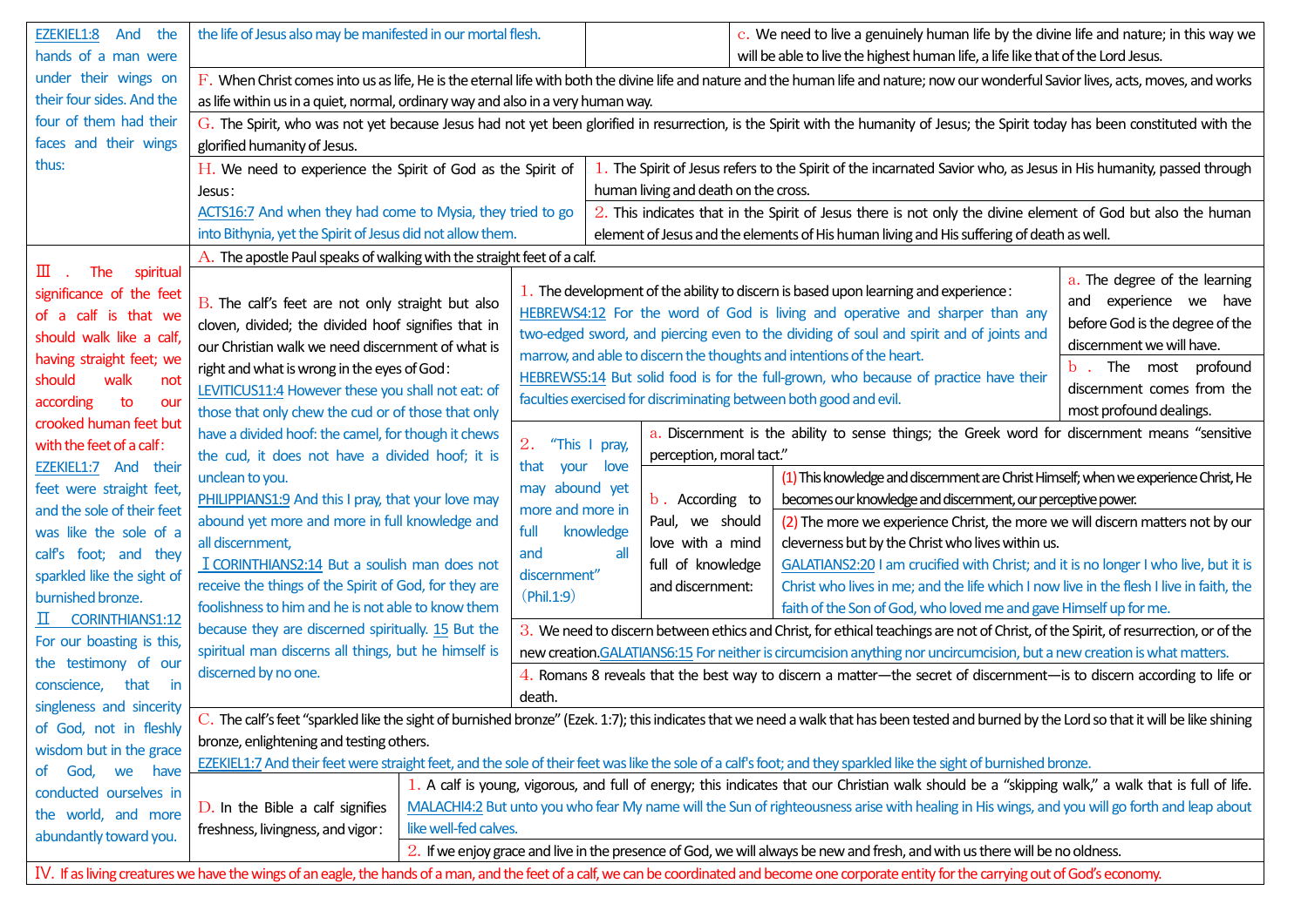EZEKIEL1:8 And the hands of a man were under their wings on their four sides. And the four of them had their faces and their wings thus:

the life of Jesus also may be manifested in our mortal flesh.

c. We need to live a genuinely human life by the divine life and nature; in this way we will be able to live the highest human life, a life like that of the Lord Jesus.

F. When Christ comes into us as life, He is the eternal life with both the divine life and nature and the human life and nature; now our wonderful Savior lives, acts, moves, and works as life within us in a quiet, normal, ordinary way and also in a very human way.

G. The Spirit, who was not yet because Jesus had not yet been glorified in resurrection, is the Spirit with the humanity of Jesus; the Spirit today has been constituted with the glorified humanity of Jesus.

H. We need to experience the Spirit of God as the Spirit of Jesus:
ACTS16:7 And when they had come to Mysia, they tried to go into Bithynia, yet the Spirit of Jesus did not allow them.

1. The Spirit of Jesus refers to the Spirit of the incarnated Savior who, as Jesus in His humanity, passed through human living and death on the cross.

2. This indicates that in the Spirit of Jesus there is not only the divine element of God but also the human element of Jesus and the elements of His human living and His suffering of death as well.

Ⅲ. The spiritual significance of the feet of a calf is that we should walk like a calf, having straight feet; we should walk not according to our crooked human feet but with the feet of a calf:
EZEKIEL1:7 And their feet were straight feet, and the sole of their feet was like the sole of a calf's foot; and they sparkled like the sight of burnished bronze.
Ⅱ CORINTHIANS1:12 For our boasting is this, the testimony of our conscience, that in singleness and sincerity of God, not in fleshly wisdom but in the grace of God, we have conducted ourselves in the world, and more abundantly toward you.

A. The apostle Paul speaks of walking with the straight feet of a calf.

B. The calf's feet are not only straight but also cloven, divided; the divided hoof signifies that in our Christian walk we need discernment of what is right and what is wrong in the eyes of God:
LEVITICUS11:4 However these you shall not eat: of those that only chew the cud or of those that only have a divided hoof: the camel, for though it chews the cud, it does not have a divided hoof; it is unclean to you.
PHILIPPIANS1:9 And this I pray, that your love may abound yet more and more in full knowledge and all discernment,
ⅠCORINTHIANS2:14 But a soulish man does not receive the things of the Spirit of God, for they are foolishness to him and he is not able to know them because they are discerned spiritually. 15 But the spiritual man discerns all things, but he himself is discerned by no one.

1. The development of the ability to discern is based upon learning and experience:
HEBREWS4:12 For the word of God is living and operative and sharper than any two-edged sword, and piercing even to the dividing of soul and spirit and of joints and marrow, and able to discern the thoughts and intentions of the heart.
HEBREWS5:14 But solid food is for the full-grown, who because of practice have their faculties exercised for discriminating between both good and evil.

a. The degree of the learning and experience we have before God is the degree of the discernment we will have.

b. The most profound discernment comes from the most profound dealings.

2. "This I pray, that your love may abound yet more and more in full knowledge and all discernment" (Phil.1:9)

a. Discernment is the ability to sense things; the Greek word for discernment means "sensitive perception, moral tact."

b. According to Paul, we should love with a mind full of knowledge and discernment:

(1) This knowledge and discernment are Christ Himself; when we experience Christ, He becomes our knowledge and discernment, our perceptive power.

(2) The more we experience Christ, the more we will discern matters not by our cleverness but by the Christ who lives within us.
GALATIANS2:20 I am crucified with Christ; and it is no longer I who live, but it is Christ who lives in me; and the life which I now live in the flesh I live in faith, the faith of the Son of God, who loved me and gave Himself up for me.

3. We need to discern between ethics and Christ, for ethical teachings are not of Christ, of the Spirit, of resurrection, or of the new creation. GALATIANS6:15 For neither is circumcision anything nor uncircumcision, but a new creation is what matters.

4. Romans 8 reveals that the best way to discern a matter—the secret of discernment—is to discern according to life or death.

C. The calf's feet "sparkled like the sight of burnished bronze" (Ezek. 1:7); this indicates that we need a walk that has been tested and burned by the Lord so that it will be like shining bronze, enlightening and testing others.
EZEKIEL1:7 And their feet were straight feet, and the sole of their feet was like the sole of a calf's foot; and they sparkled like the sight of burnished bronze.

D. In the Bible a calf signifies freshness, livingness, and vigor:

1. A calf is young, vigorous, and full of energy; this indicates that our Christian walk should be a "skipping walk," a walk that is full of life.
MALACHI4:2 But unto you who fear My name will the Sun of righteousness arise with healing in His wings, and you will go forth and leap about like well-fed calves.

2. If we enjoy grace and live in the presence of God, we will always be new and fresh, and with us there will be no oldness.

Ⅳ. If as living creatures we have the wings of an eagle, the hands of a man, and the feet of a calf, we can be coordinated and become one corporate entity for the carrying out of God's economy.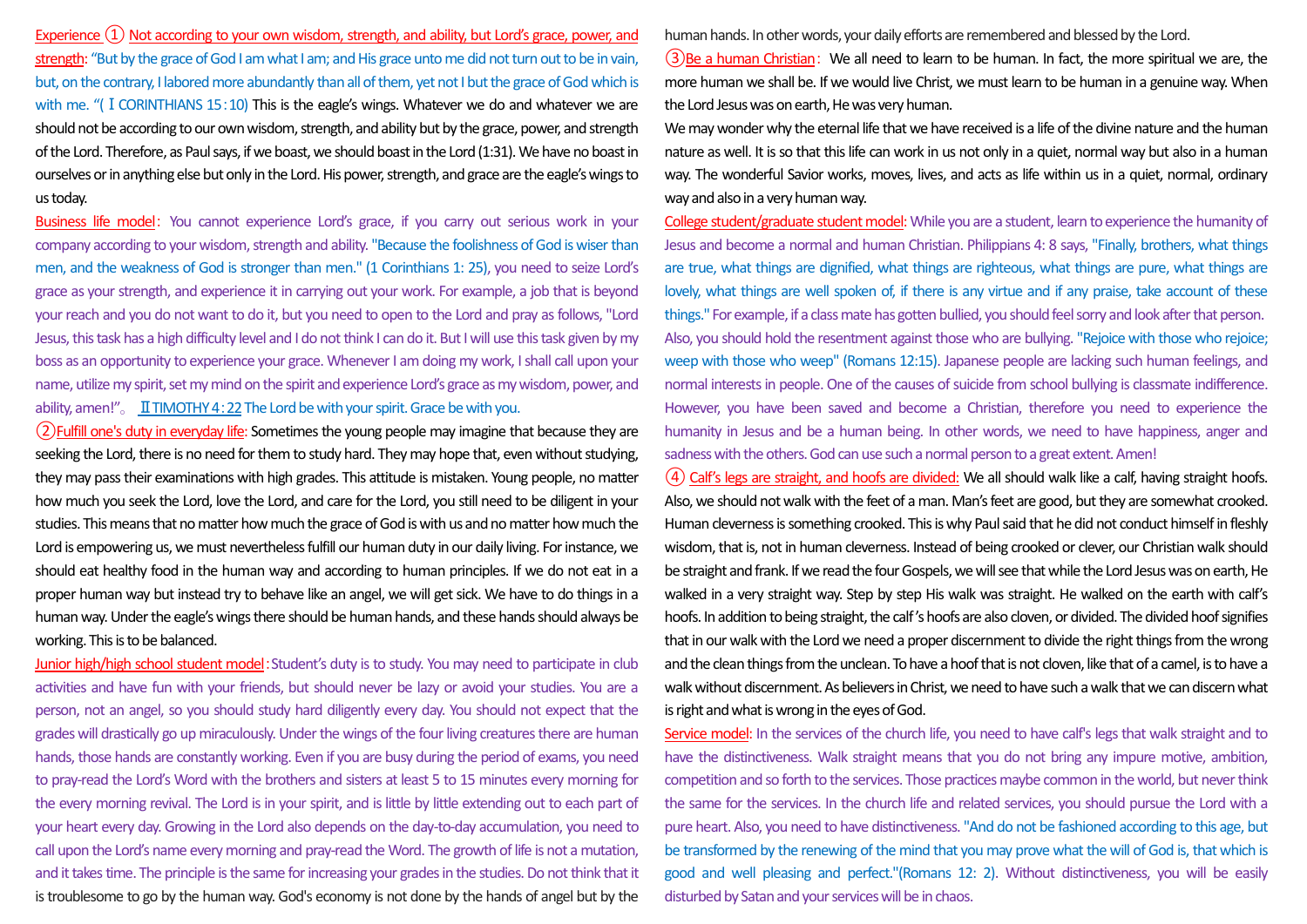Experience ① Not according to your own wisdom, strength, and ability, but Lord's grace, power, and strength: "But by the grace of God I am what I am; and His grace unto me did not turn out to be in vain, but, on the contrary, I labored more abundantly than all of them, yet not I but the grace of God which is with me. "( Ⅰ CORINTHIANS 15：10) This is the eagle's wings. Whatever we do and whatever we are should not be according to our own wisdom, strength, and ability but by the grace, power, and strength of the Lord. Therefore, as Paul says, if we boast, we should boast in the Lord (1:31). We have no boast in ourselves or in anything else but only in the Lord. His power, strength, and grace are the eagle's wings to us today.

Business life model: You cannot experience Lord's grace, if you carry out serious work in your company according to your wisdom, strength and ability. "Because the foolishness of God is wiser than men, and the weakness of God is stronger than men." (1 Corinthians 1: 25), you need to seize Lord's grace as your strength, and experience it in carrying out your work. For example, a job that is beyond your reach and you do not want to do it, but you need to open to the Lord and pray as follows, "Lord Jesus, this task has a high difficulty level and I do not think I can do it. But I will use this task given by my boss as an opportunity to experience your grace. Whenever I am doing my work, I shall call upon your name, utilize my spirit, set my mind on the spirit and experience Lord's grace as my wisdom, power, and ability, amen!"。 ⅡTIMOTHY 4：22 The Lord be with your spirit. Grace be with you.

②Fulfill one's duty in everyday life: Sometimes the young people may imagine that because they are seeking the Lord, there is no need for them to study hard. They may hope that, even without studying, they may pass their examinations with high grades. This attitude is mistaken. Young people, no matter how much you seek the Lord, love the Lord, and care for the Lord, you still need to be diligent in your studies. This means that no matter how much the grace of God is with us and no matter how much the Lord is empowering us, we must nevertheless fulfill our human duty in our daily living. For instance, we should eat healthy food in the human way and according to human principles. If we do not eat in a proper human way but instead try to behave like an angel, we will get sick. We have to do things in a human way. Under the eagle's wings there should be human hands, and these hands should always be working. This is to be balanced.

Junior high/high school student model: Student's duty is to study. You may need to participate in club activities and have fun with your friends, but should never be lazy or avoid your studies. You are a person, not an angel, so you should study hard diligently every day. You should not expect that the grades will drastically go up miraculously. Under the wings of the four living creatures there are human hands, those hands are constantly working. Even if you are busy during the period of exams, you need to pray-read the Lord's Word with the brothers and sisters at least 5 to 15 minutes every morning for the every morning revival. The Lord is in your spirit, and is little by little extending out to each part of your heart every day. Growing in the Lord also depends on the day-to-day accumulation, you need to call upon the Lord's name every morning and pray-read the Word. The growth of life is not a mutation, and it takes time. The principle is the same for increasing your grades in the studies. Do not think that it is troublesome to go by the human way. God's economy is not done by the hands of angel but by the human hands. In other words, your daily efforts are remembered and blessed by the Lord.

③Be a human Christian: We all need to learn to be human. In fact, the more spiritual we are, the more human we shall be. If we would live Christ, we must learn to be human in a genuine way. When the Lord Jesus was on earth, He was very human.

We may wonder why the eternal life that we have received is a life of the divine nature and the human nature as well. It is so that this life can work in us not only in a quiet, normal way but also in a human way. The wonderful Savior works, moves, lives, and acts as life within us in a quiet, normal, ordinary way and also in a very human way.

College student/graduate student model: While you are a student, learn to experience the humanity of Jesus and become a normal and human Christian. Philippians 4: 8 says, "Finally, brothers, what things are true, what things are dignified, what things are righteous, what things are pure, what things are lovely, what things are well spoken of, if there is any virtue and if any praise, take account of these things." For example, if a class mate has gotten bullied, you should feel sorry and look after that person. Also, you should hold the resentment against those who are bullying. "Rejoice with those who rejoice; weep with those who weep" (Romans 12:15). Japanese people are lacking such human feelings, and normal interests in people. One of the causes of suicide from school bullying is classmate indifference. However, you have been saved and become a Christian, therefore you need to experience the humanity in Jesus and be a human being. In other words, we need to have happiness, anger and sadness with the others. God can use such a normal person to a great extent. Amen!

④ Calf's legs are straight, and hoofs are divided: We all should walk like a calf, having straight hoofs. Also, we should not walk with the feet of a man. Man's feet are good, but they are somewhat crooked. Human cleverness is something crooked. This is why Paul said that he did not conduct himself in fleshly wisdom, that is, not in human cleverness. Instead of being crooked or clever, our Christian walk should be straight and frank. If we read the four Gospels, we will see that while the Lord Jesus was on earth, He walked in a very straight way. Step by step His walk was straight. He walked on the earth with calf's hoofs. In addition to being straight, the calf's hoofs are also cloven, or divided. The divided hoof signifies that in our walk with the Lord we need a proper discernment to divide the right things from the wrong and the clean things from the unclean. To have a hoof that is not cloven, like that of a camel, is to have a walk without discernment. As believers in Christ, we need to have such a walk that we can discern what is right and what is wrong in the eyes of God.

Service model: In the services of the church life, you need to have calf's legs that walk straight and to have the distinctiveness. Walk straight means that you do not bring any impure motive, ambition, competition and so forth to the services. Those practices maybe common in the world, but never think the same for the services. In the church life and related services, you should pursue the Lord with a pure heart. Also, you need to have distinctiveness. "And do not be fashioned according to this age, but be transformed by the renewing of the mind that you may prove what the will of God is, that which is good and well pleasing and perfect."(Romans 12: 2). Without distinctiveness, you will be easily disturbed by Satan and your services will be in chaos.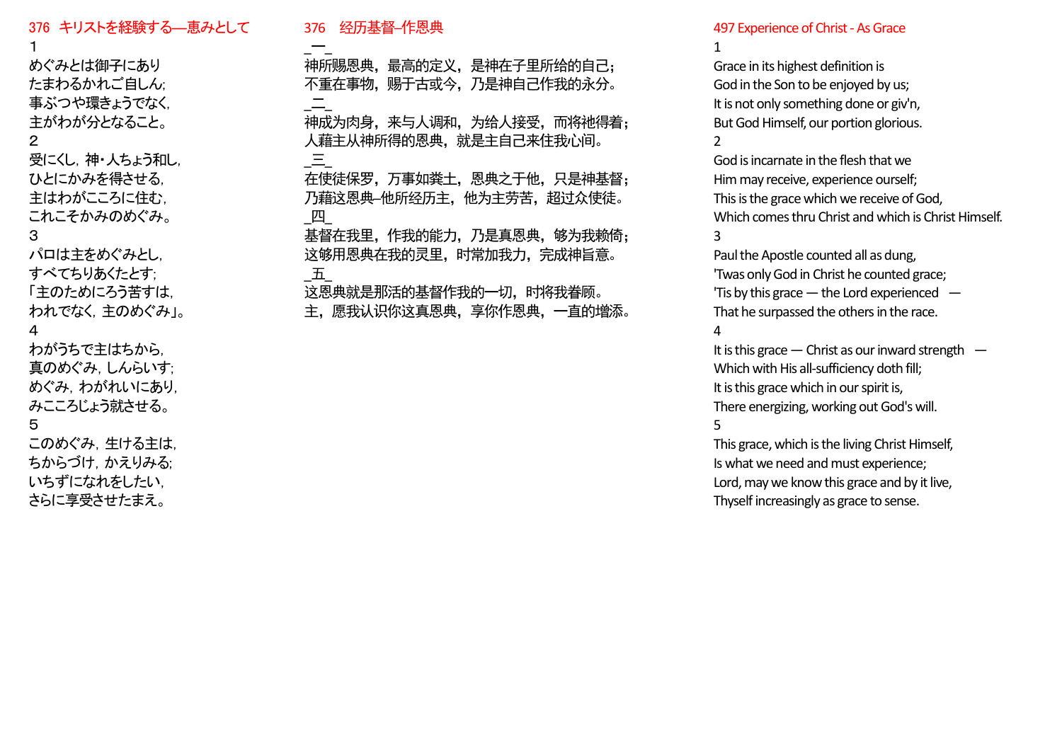## 376 キリストを経験する—恵みとして

１
めぐみとは御子にあり
たまわるかれご自しん;
事ぶつや環きょうでなく,
主がわが分となること。

２
受にくし,神・人ちょう和し,
ひとにかみを得させる,
主はわがこころに住む,
これこそかみのめぐみ。

３
パロは主をめぐみとし,
すべてちりあくたとす;
「主のためにろう苦すは,
われでなく,主のめぐみ」。

４
わがうちで主はちから,
真のめぐみ,しんらいす;
めぐみ,わがれいにあり,
みこころじょう就させる。

５
このめぐみ,生ける主は,
ちからづけ,かえりみる;
いちずになれをしたい,
さらに享受させたまえ。

## 376 经历基督–作恩典

_一_
神所赐恩典，最高的定义，是神在子里所给的自己；
不重在事物，赐于古或今，乃是神自己作我的永分。

_二_
神成为肉身，来与人调和，为给人接受，而将祂得着；
人藉主从神所得的恩典，就是主自己来住我心间。

_三_
在使徒保罗，万事如粪土，恩典之于他，只是神基督；
乃藉这恩典–他所经历主，他为主劳苦，超过众使徒。

_四_
基督在我里，作我的能力，乃是真恩典，够为我赖倚；
这够用恩典在我的灵里，时常加我力，完成神旨意。

_五_
这恩典就是那活的基督作我的一切，时将我眷顾。
主，愿我认识你这真恩典，享你作恩典，一直的增添。

## 497 Experience of Christ - As Grace

1
Grace in its highest definition is
God in the Son to be enjoyed by us;
It is not only something done or giv'n,
But God Himself, our portion glorious.

2
God is incarnate in the flesh that we
Him may receive, experience ourself;
This is the grace which we receive of God,
Which comes thru Christ and which is Christ Himself.

3
Paul the Apostle counted all as dung,
'Twas only God in Christ he counted grace;
'Tis by this grace — the Lord experienced —
That he surpassed the others in the race.

4
It is this grace — Christ as our inward strength —
Which with His all-sufficiency doth fill;
It is this grace which in our spirit is,
There energizing, working out God's will.

5
This grace, which is the living Christ Himself,
Is what we need and must experience;
Lord, may we know this grace and by it live,
Thyself increasingly as grace to sense.